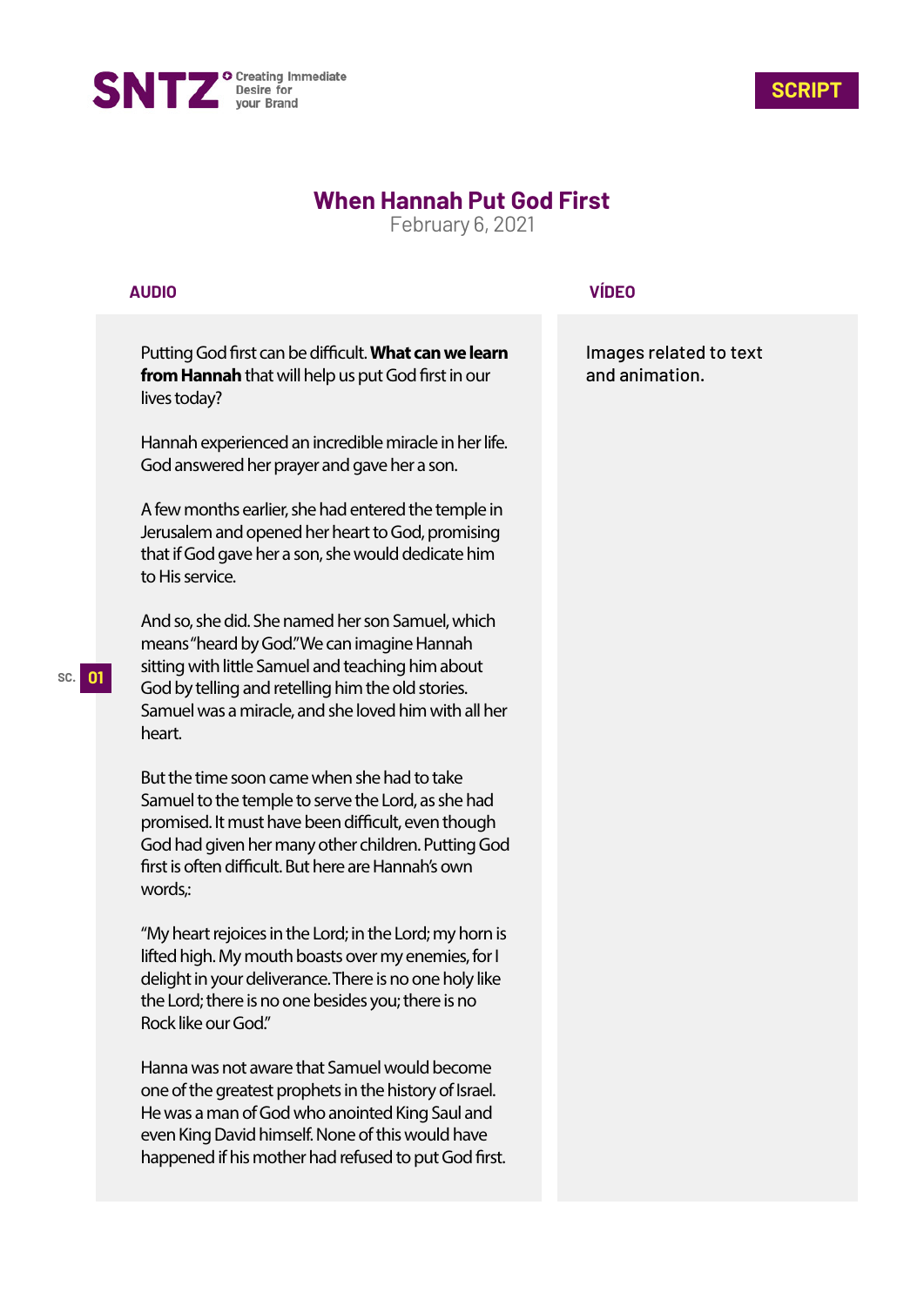SNTZ Creating Immediate Desire for your Brand

**SCRIPT**

# When Hannah Put God First

February 6, 2021

| AUDIO | VÍDEO |
|---|---|
| Putting God first can be difficult. **What can we learn from Hannah** that will help us put God first in our lives today? | Images related to text and animation. |

SC. 01

Putting God first can be difficult. **What can we learn from Hannah** that will help us put God first in our lives today?

Hannah experienced an incredible miracle in her life. God answered her prayer and gave her a son.

A few months earlier, she had entered the temple in Jerusalem and opened her heart to God, promising that if God gave her a son, she would dedicate him to His service.

And so, she did. She named her son Samuel, which means "heard by God." We can imagine Hannah sitting with little Samuel and teaching him about God by telling and retelling him the old stories. Samuel was a miracle, and she loved him with all her heart.

But the time soon came when she had to take Samuel to the temple to serve the Lord, as she had promised. It must have been difficult, even though God had given her many other children. Putting God first is often difficult. But here are Hannah's own words,:

"My heart rejoices in the Lord; in the Lord; my horn is lifted high. My mouth boasts over my enemies, for I delight in your deliverance. There is no one holy like the Lord; there is no one besides you; there is no Rock like our God."

Hanna was not aware that Samuel would become one of the greatest prophets in the history of Israel. He was a man of God who anointed King Saul and even King David himself. None of this would have happened if his mother had refused to put God first.

**VÍDEO:** Images related to text and animation.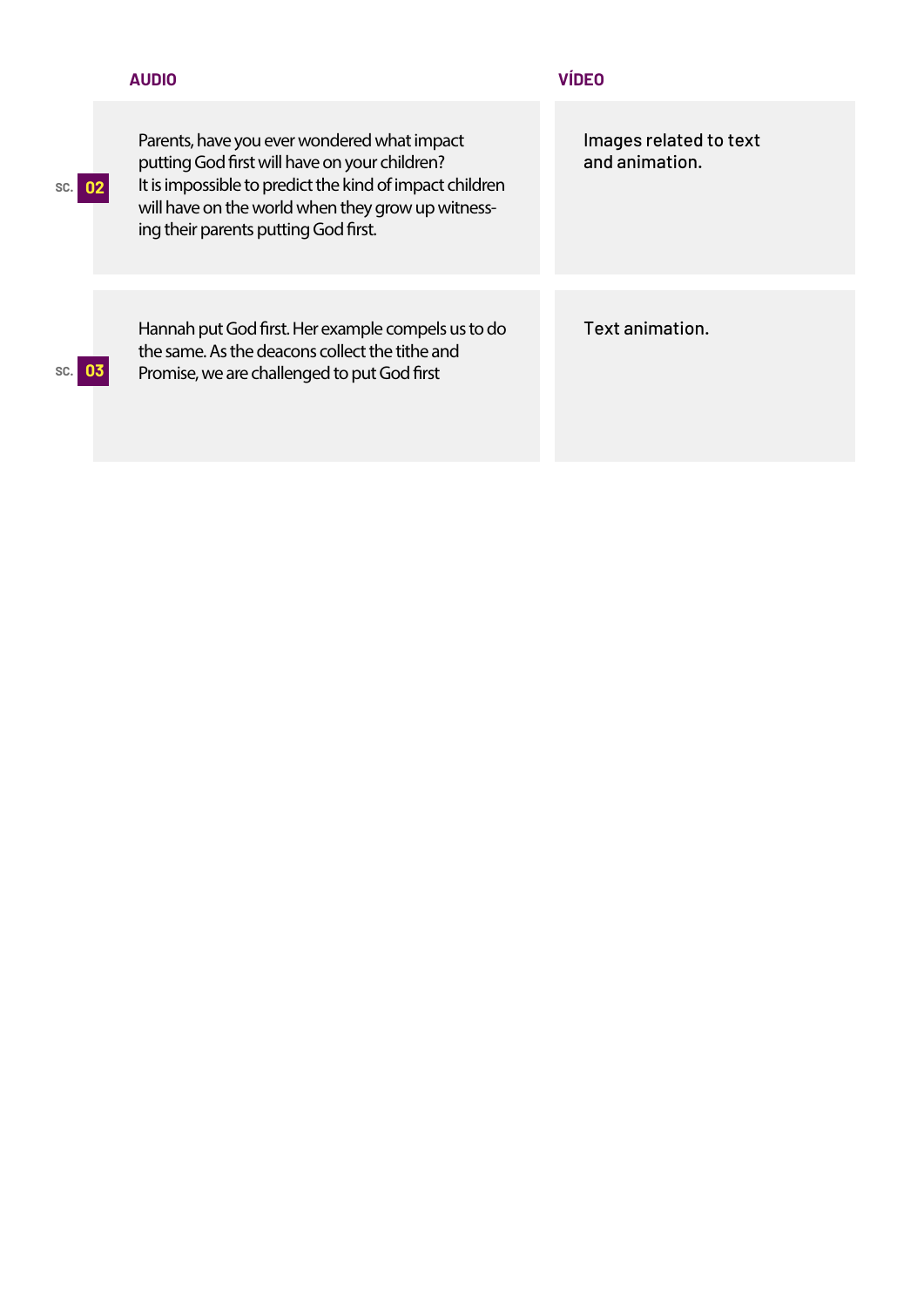| | AUDIO | VÍDEO |
|---|---|---|
| SC. 02 | Parents, have you ever wondered what impact putting God first will have on your children? It is impossible to predict the kind of impact children will have on the world when they grow up witnessing their parents putting God first. | Images related to text and animation. |
| SC. 03 | Hannah put God first. Her example compels us to do the same. As the deacons collect the tithe and Promise, we are challenged to put God first | Text animation. |